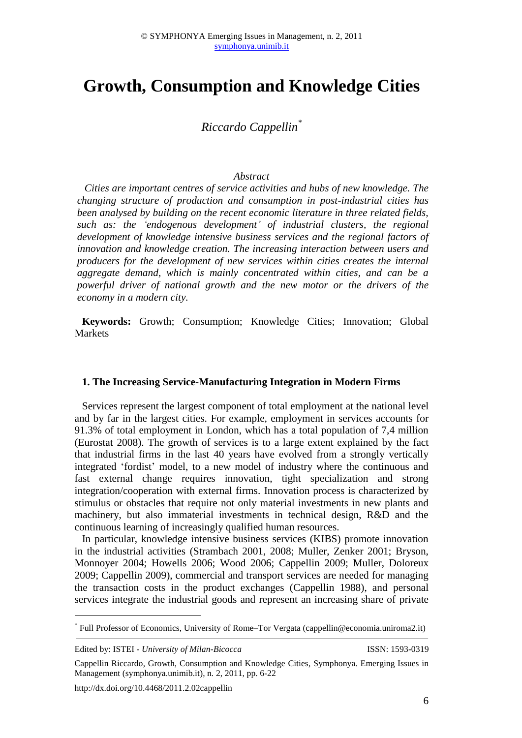# Growth, Consumption and Knowledge Cities

*Riccardo Cappellin*[*]

### Abstract

*Cities are important centres of service activities and hubs of new knowledge. The changing structure of production and consumption in post-industrial cities has been analysed by building on the recent economic literature in three related fields, such as: the 'endogenous development' of industrial clusters, the regional development of knowledge intensive business services and the regional factors of innovation and knowledge creation. The increasing interaction between users and producers for the development of new services within cities creates the internal aggregate demand, which is mainly concentrated within cities, and can be a powerful driver of national growth and the new motor or the drivers of the economy in a modern city.*

**Keywords:** Growth; Consumption; Knowledge Cities; Innovation; Global Markets

## 1. The Increasing Service-Manufacturing Integration in Modern Firms

Services represent the largest component of total employment at the national level and by far in the largest cities. For example, employment in services accounts for 91.3% of total employment in London, which has a total population of 7,4 million (Eurostat 2008). The growth of services is to a large extent explained by the fact that industrial firms in the last 40 years have evolved from a strongly vertically integrated 'fordist' model, to a new model of industry where the continuous and fast external change requires innovation, tight specialization and strong integration/cooperation with external firms. Innovation process is characterized by stimulus or obstacles that require not only material investments in new plants and machinery, but also immaterial investments in technical design, R&D and the continuous learning of increasingly qualified human resources.

In particular, knowledge intensive business services (KIBS) promote innovation in the industrial activities (Strambach 2001, 2008; Muller, Zenker 2001; Bryson, Monnoyer 2004; Howells 2006; Wood 2006; Cappellin 2009; Muller, Doloreux 2009; Cappellin 2009), commercial and transport services are needed for managing the transaction costs in the product exchanges (Cappellin 1988), and personal services integrate the industrial goods and represent an increasing share of private

---

[*] Full Professor of Economics, University of Rome–Tor Vergata (cappellin@economia.uniroma2.it)

Edited by: ISTEI - *University of Milan-Bicocca* ISSN: 1593-0319

Cappellin Riccardo, Growth, Consumption and Knowledge Cities, Symphonya. Emerging Issues in Management (symphonya.unimib.it), n. 2, 2011, pp. 6-22

http://dx.doi.org/10.4468/2011.2.02cappellin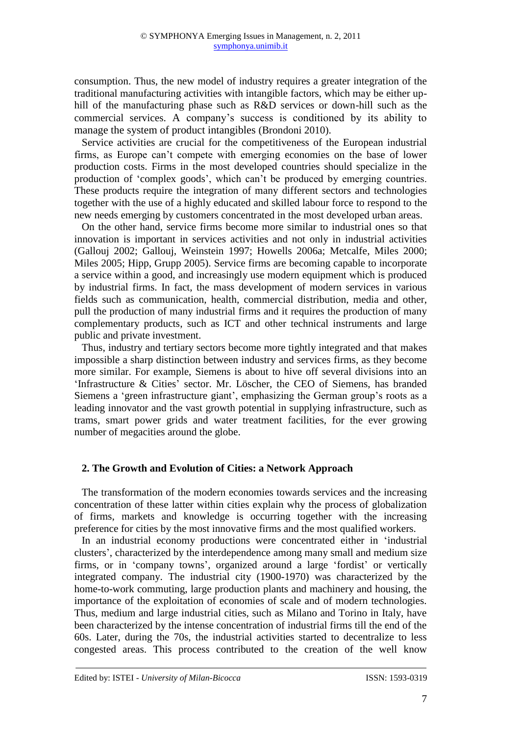consumption. Thus, the new model of industry requires a greater integration of the traditional manufacturing activities with intangible factors, which may be either up-hill of the manufacturing phase such as R&D services or down-hill such as the commercial services. A company's success is conditioned by its ability to manage the system of product intangibles (Brondoni 2010).

Service activities are crucial for the competitiveness of the European industrial firms, as Europe can't compete with emerging economies on the base of lower production costs. Firms in the most developed countries should specialize in the production of 'complex goods', which can't be produced by emerging countries. These products require the integration of many different sectors and technologies together with the use of a highly educated and skilled labour force to respond to the new needs emerging by customers concentrated in the most developed urban areas.

On the other hand, service firms become more similar to industrial ones so that innovation is important in services activities and not only in industrial activities (Gallouj 2002; Gallouj, Weinstein 1997; Howells 2006a; Metcalfe, Miles 2000; Miles 2005; Hipp, Grupp 2005). Service firms are becoming capable to incorporate a service within a good, and increasingly use modern equipment which is produced by industrial firms. In fact, the mass development of modern services in various fields such as communication, health, commercial distribution, media and other, pull the production of many industrial firms and it requires the production of many complementary products, such as ICT and other technical instruments and large public and private investment.

Thus, industry and tertiary sectors become more tightly integrated and that makes impossible a sharp distinction between industry and services firms, as they become more similar. For example, Siemens is about to hive off several divisions into an 'Infrastructure & Cities' sector. Mr. Löscher, the CEO of Siemens, has branded Siemens a 'green infrastructure giant', emphasizing the German group's roots as a leading innovator and the vast growth potential in supplying infrastructure, such as trams, smart power grids and water treatment facilities, for the ever growing number of megacities around the globe.

## 2. The Growth and Evolution of Cities: a Network Approach

The transformation of the modern economies towards services and the increasing concentration of these latter within cities explain why the process of globalization of firms, markets and knowledge is occurring together with the increasing preference for cities by the most innovative firms and the most qualified workers.

In an industrial economy productions were concentrated either in 'industrial clusters', characterized by the interdependence among many small and medium size firms, or in 'company towns', organized around a large 'fordist' or vertically integrated company. The industrial city (1900-1970) was characterized by the home-to-work commuting, large production plants and machinery and housing, the importance of the exploitation of economies of scale and of modern technologies. Thus, medium and large industrial cities, such as Milano and Torino in Italy, have been characterized by the intense concentration of industrial firms till the end of the 60s. Later, during the 70s, the industrial activities started to decentralize to less congested areas. This process contributed to the creation of the well know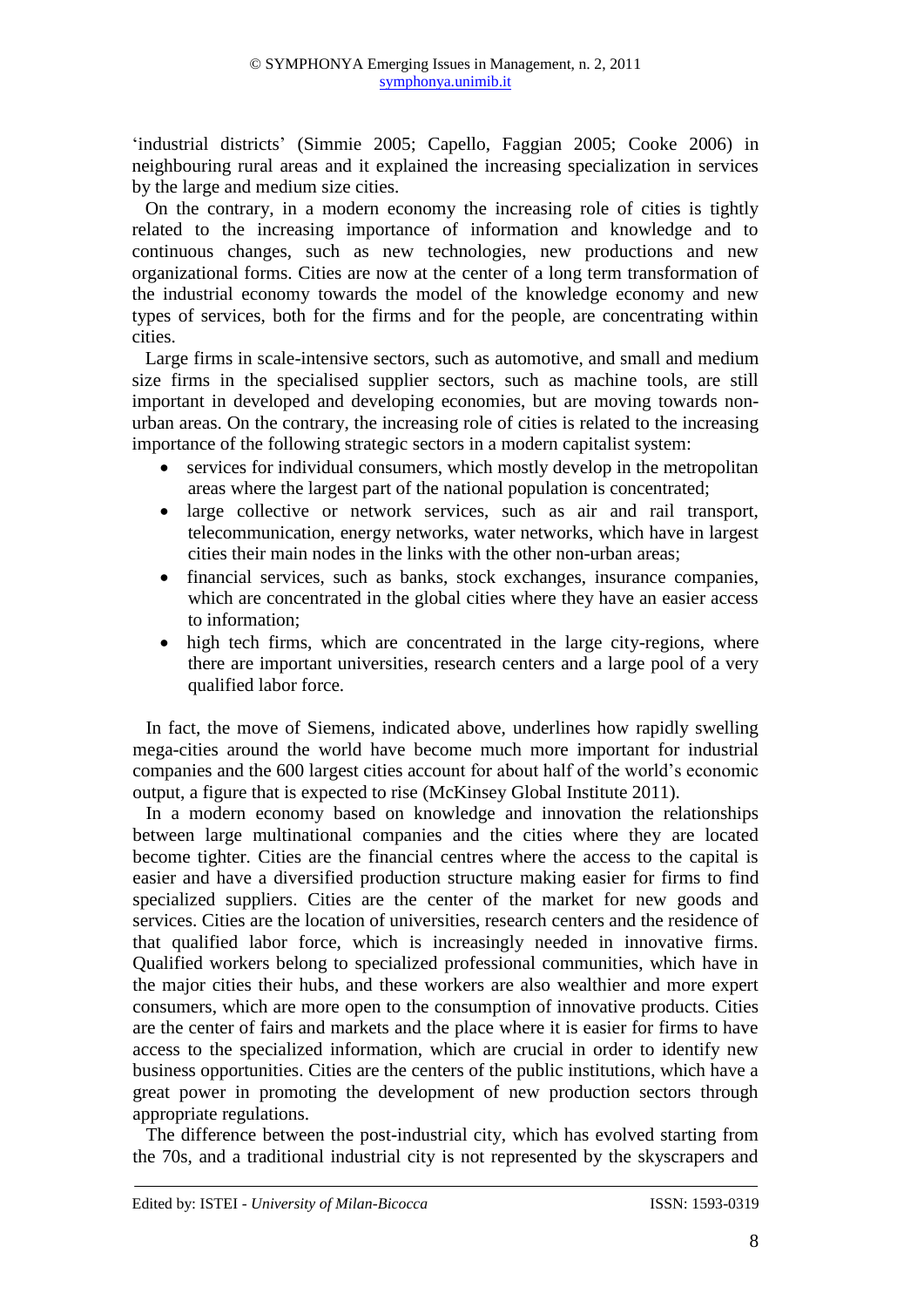'industrial districts' (Simmie 2005; Capello, Faggian 2005; Cooke 2006) in neighbouring rural areas and it explained the increasing specialization in services by the large and medium size cities.

On the contrary, in a modern economy the increasing role of cities is tightly related to the increasing importance of information and knowledge and to continuous changes, such as new technologies, new productions and new organizational forms. Cities are now at the center of a long term transformation of the industrial economy towards the model of the knowledge economy and new types of services, both for the firms and for the people, are concentrating within cities.

Large firms in scale-intensive sectors, such as automotive, and small and medium size firms in the specialised supplier sectors, such as machine tools, are still important in developed and developing economies, but are moving towards non-urban areas. On the contrary, the increasing role of cities is related to the increasing importance of the following strategic sectors in a modern capitalist system:

- services for individual consumers, which mostly develop in the metropolitan areas where the largest part of the national population is concentrated;
- large collective or network services, such as air and rail transport, telecommunication, energy networks, water networks, which have in largest cities their main nodes in the links with the other non-urban areas;
- financial services, such as banks, stock exchanges, insurance companies, which are concentrated in the global cities where they have an easier access to information;
- high tech firms, which are concentrated in the large city-regions, where there are important universities, research centers and a large pool of a very qualified labor force.

In fact, the move of Siemens, indicated above, underlines how rapidly swelling mega-cities around the world have become much more important for industrial companies and the 600 largest cities account for about half of the world's economic output, a figure that is expected to rise (McKinsey Global Institute 2011).

In a modern economy based on knowledge and innovation the relationships between large multinational companies and the cities where they are located become tighter. Cities are the financial centres where the access to the capital is easier and have a diversified production structure making easier for firms to find specialized suppliers. Cities are the center of the market for new goods and services. Cities are the location of universities, research centers and the residence of that qualified labor force, which is increasingly needed in innovative firms. Qualified workers belong to specialized professional communities, which have in the major cities their hubs, and these workers are also wealthier and more expert consumers, which are more open to the consumption of innovative products. Cities are the center of fairs and markets and the place where it is easier for firms to have access to the specialized information, which are crucial in order to identify new business opportunities. Cities are the centers of the public institutions, which have a great power in promoting the development of new production sectors through appropriate regulations.

The difference between the post-industrial city, which has evolved starting from the 70s, and a traditional industrial city is not represented by the skyscrapers and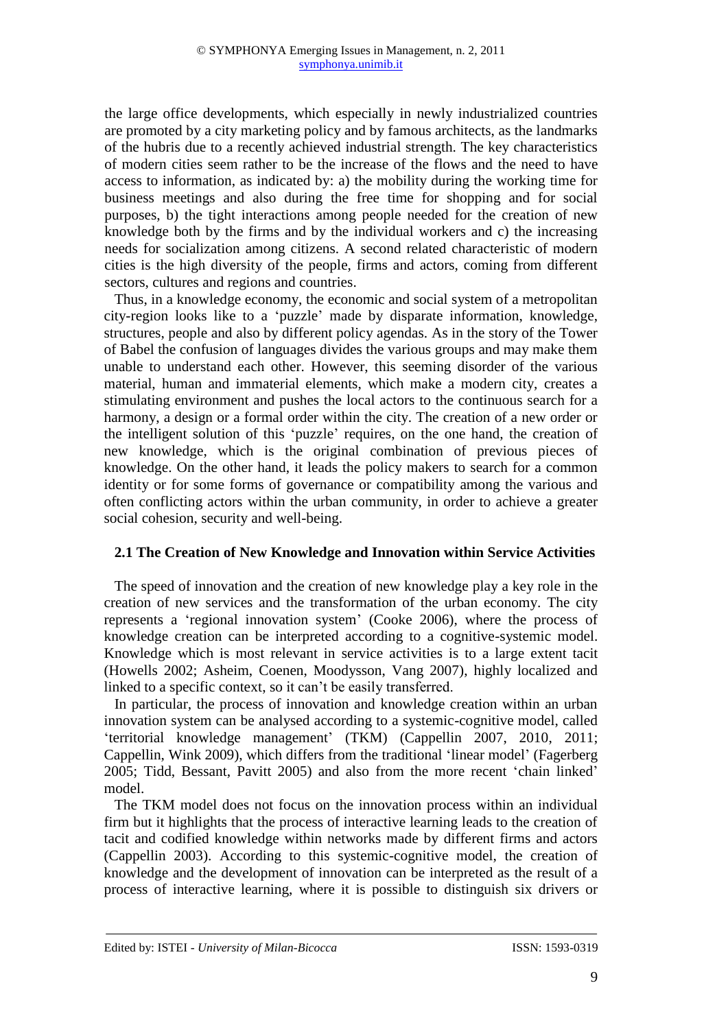the large office developments, which especially in newly industrialized countries are promoted by a city marketing policy and by famous architects, as the landmarks of the hubris due to a recently achieved industrial strength. The key characteristics of modern cities seem rather to be the increase of the flows and the need to have access to information, as indicated by: a) the mobility during the working time for business meetings and also during the free time for shopping and for social purposes, b) the tight interactions among people needed for the creation of new knowledge both by the firms and by the individual workers and c) the increasing needs for socialization among citizens. A second related characteristic of modern cities is the high diversity of the people, firms and actors, coming from different sectors, cultures and regions and countries.

Thus, in a knowledge economy, the economic and social system of a metropolitan city-region looks like to a 'puzzle' made by disparate information, knowledge, structures, people and also by different policy agendas. As in the story of the Tower of Babel the confusion of languages divides the various groups and may make them unable to understand each other. However, this seeming disorder of the various material, human and immaterial elements, which make a modern city, creates a stimulating environment and pushes the local actors to the continuous search for a harmony, a design or a formal order within the city. The creation of a new order or the intelligent solution of this 'puzzle' requires, on the one hand, the creation of new knowledge, which is the original combination of previous pieces of knowledge. On the other hand, it leads the policy makers to search for a common identity or for some forms of governance or compatibility among the various and often conflicting actors within the urban community, in order to achieve a greater social cohesion, security and well-being.

## 2.1 The Creation of New Knowledge and Innovation within Service Activities

The speed of innovation and the creation of new knowledge play a key role in the creation of new services and the transformation of the urban economy. The city represents a 'regional innovation system' (Cooke 2006), where the process of knowledge creation can be interpreted according to a cognitive-systemic model. Knowledge which is most relevant in service activities is to a large extent tacit (Howells 2002; Asheim, Coenen, Moodysson, Vang 2007), highly localized and linked to a specific context, so it can't be easily transferred.

In particular, the process of innovation and knowledge creation within an urban innovation system can be analysed according to a systemic-cognitive model, called 'territorial knowledge management' (TKM) (Cappellin 2007, 2010, 2011; Cappellin, Wink 2009), which differs from the traditional 'linear model' (Fagerberg 2005; Tidd, Bessant, Pavitt 2005) and also from the more recent 'chain linked' model.

The TKM model does not focus on the innovation process within an individual firm but it highlights that the process of interactive learning leads to the creation of tacit and codified knowledge within networks made by different firms and actors (Cappellin 2003). According to this systemic-cognitive model, the creation of knowledge and the development of innovation can be interpreted as the result of a process of interactive learning, where it is possible to distinguish six drivers or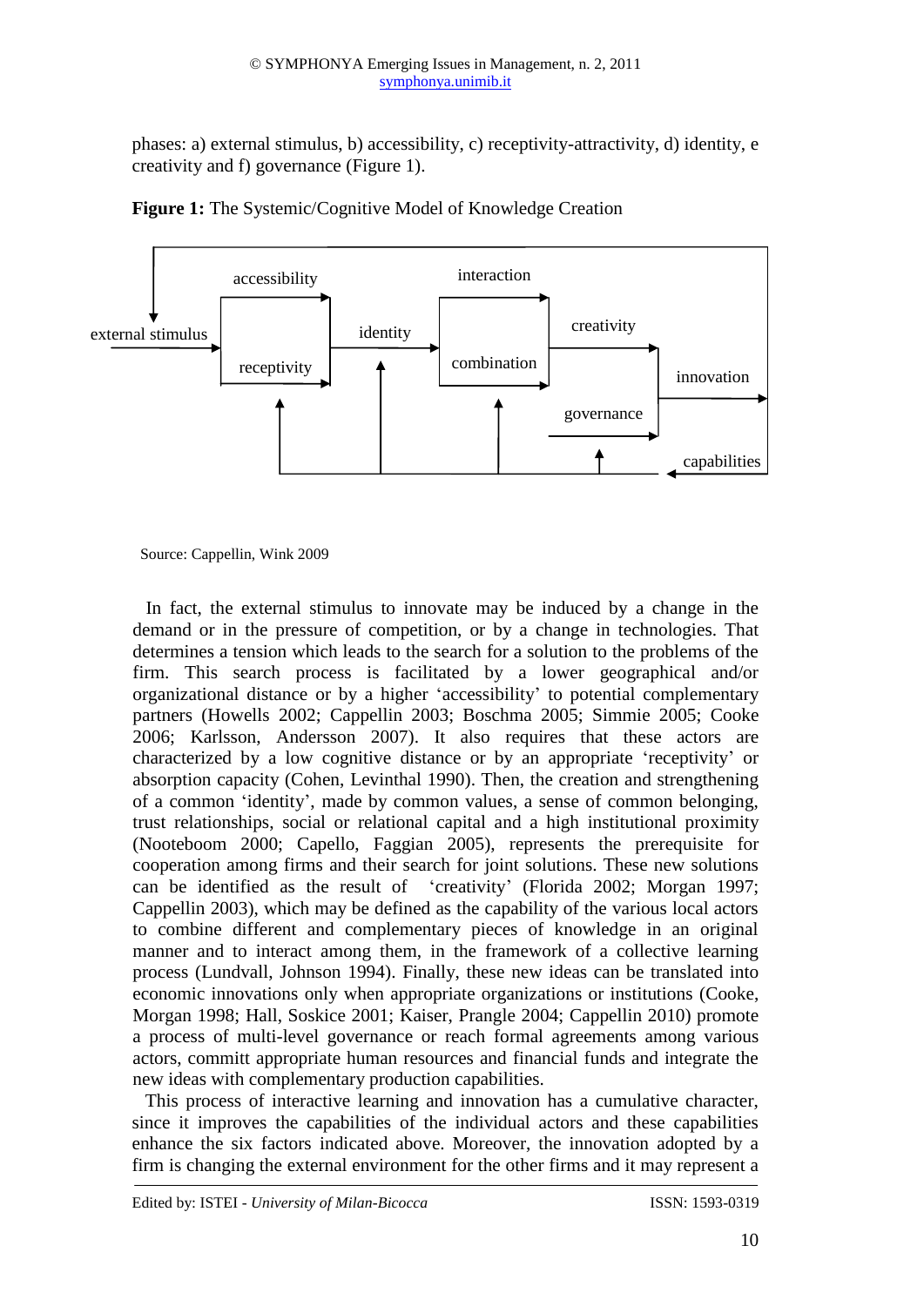phases: a) external stimulus, b) accessibility, c) receptivity-attractivity, d) identity, e creativity and f) governance (Figure 1).

**Figure 1:** The Systemic/Cognitive Model of Knowledge Creation

Source: Cappellin, Wink 2009

In fact, the external stimulus to innovate may be induced by a change in the demand or in the pressure of competition, or by a change in technologies. That determines a tension which leads to the search for a solution to the problems of the firm. This search process is facilitated by a lower geographical and/or organizational distance or by a higher 'accessibility' to potential complementary partners (Howells 2002; Cappellin 2003; Boschma 2005; Simmie 2005; Cooke 2006; Karlsson, Andersson 2007). It also requires that these actors are characterized by a low cognitive distance or by an appropriate 'receptivity' or absorption capacity (Cohen, Levinthal 1990). Then, the creation and strengthening of a common 'identity', made by common values, a sense of common belonging, trust relationships, social or relational capital and a high institutional proximity (Nooteboom 2000; Capello, Faggian 2005), represents the prerequisite for cooperation among firms and their search for joint solutions. These new solutions can be identified as the result of 'creativity' (Florida 2002; Morgan 1997; Cappellin 2003), which may be defined as the capability of the various local actors to combine different and complementary pieces of knowledge in an original manner and to interact among them, in the framework of a collective learning process (Lundvall, Johnson 1994). Finally, these new ideas can be translated into economic innovations only when appropriate organizations or institutions (Cooke, Morgan 1998; Hall, Soskice 2001; Kaiser, Prangle 2004; Cappellin 2010) promote a process of multi-level governance or reach formal agreements among various actors, committ appropriate human resources and financial funds and integrate the new ideas with complementary production capabilities.

This process of interactive learning and innovation has a cumulative character, since it improves the capabilities of the individual actors and these capabilities enhance the six factors indicated above. Moreover, the innovation adopted by a firm is changing the external environment for the other firms and it may represent a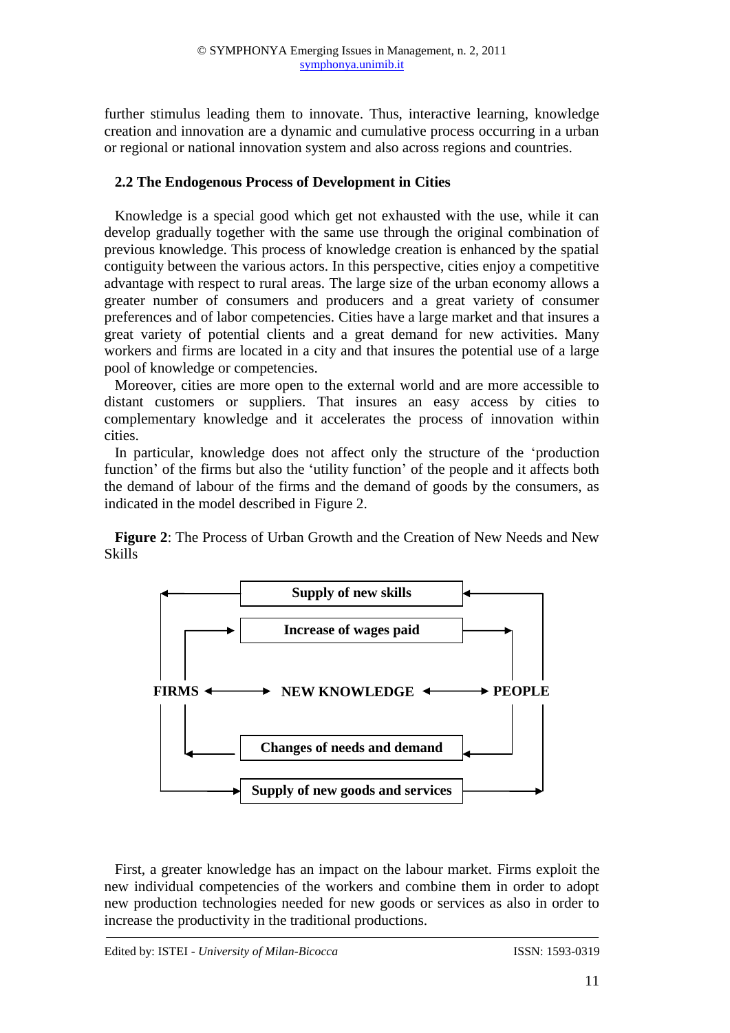further stimulus leading them to innovate. Thus, interactive learning, knowledge creation and innovation are a dynamic and cumulative process occurring in a urban or regional or national innovation system and also across regions and countries.

## 2.2 The Endogenous Process of Development in Cities

Knowledge is a special good which get not exhausted with the use, while it can develop gradually together with the same use through the original combination of previous knowledge. This process of knowledge creation is enhanced by the spatial contiguity between the various actors. In this perspective, cities enjoy a competitive advantage with respect to rural areas. The large size of the urban economy allows a greater number of consumers and producers and a great variety of consumer preferences and of labor competencies. Cities have a large market and that insures a great variety of potential clients and a great demand for new activities. Many workers and firms are located in a city and that insures the potential use of a large pool of knowledge or competencies.

Moreover, cities are more open to the external world and are more accessible to distant customers or suppliers. That insures an easy access by cities to complementary knowledge and it accelerates the process of innovation within cities.

In particular, knowledge does not affect only the structure of the 'production function' of the firms but also the 'utility function' of the people and it affects both the demand of labour of the firms and the demand of goods by the consumers, as indicated in the model described in Figure 2.

**Figure 2**: The Process of Urban Growth and the Creation of New Needs and New Skills

**Supply of new skills**

**Increase of wages paid**

**FIRMS** ⟷ **NEW KNOWLEDGE** ⟷ **PEOPLE**

**Changes of needs and demand**

**Supply of new goods and services**

First, a greater knowledge has an impact on the labour market. Firms exploit the new individual competencies of the workers and combine them in order to adopt new production technologies needed for new goods or services as also in order to increase the productivity in the traditional productions.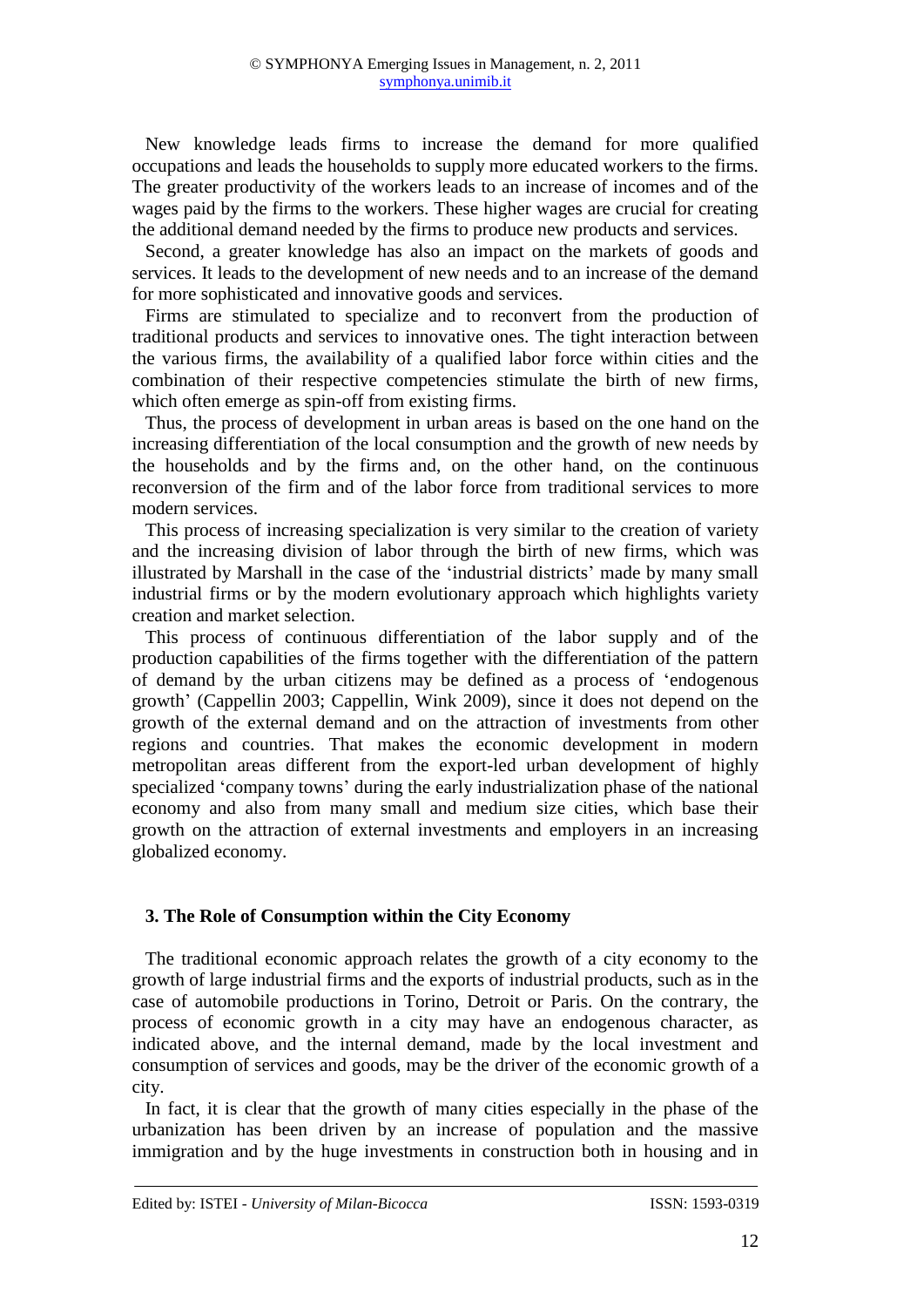New knowledge leads firms to increase the demand for more qualified occupations and leads the households to supply more educated workers to the firms. The greater productivity of the workers leads to an increase of incomes and of the wages paid by the firms to the workers. These higher wages are crucial for creating the additional demand needed by the firms to produce new products and services.

Second, a greater knowledge has also an impact on the markets of goods and services. It leads to the development of new needs and to an increase of the demand for more sophisticated and innovative goods and services.

Firms are stimulated to specialize and to reconvert from the production of traditional products and services to innovative ones. The tight interaction between the various firms, the availability of a qualified labor force within cities and the combination of their respective competencies stimulate the birth of new firms, which often emerge as spin-off from existing firms.

Thus, the process of development in urban areas is based on the one hand on the increasing differentiation of the local consumption and the growth of new needs by the households and by the firms and, on the other hand, on the continuous reconversion of the firm and of the labor force from traditional services to more modern services.

This process of increasing specialization is very similar to the creation of variety and the increasing division of labor through the birth of new firms, which was illustrated by Marshall in the case of the 'industrial districts' made by many small industrial firms or by the modern evolutionary approach which highlights variety creation and market selection.

This process of continuous differentiation of the labor supply and of the production capabilities of the firms together with the differentiation of the pattern of demand by the urban citizens may be defined as a process of 'endogenous growth' (Cappellin 2003; Cappellin, Wink 2009), since it does not depend on the growth of the external demand and on the attraction of investments from other regions and countries. That makes the economic development in modern metropolitan areas different from the export-led urban development of highly specialized 'company towns' during the early industrialization phase of the national economy and also from many small and medium size cities, which base their growth on the attraction of external investments and employers in an increasing globalized economy.

## 3. The Role of Consumption within the City Economy

The traditional economic approach relates the growth of a city economy to the growth of large industrial firms and the exports of industrial products, such as in the case of automobile productions in Torino, Detroit or Paris. On the contrary, the process of economic growth in a city may have an endogenous character, as indicated above, and the internal demand, made by the local investment and consumption of services and goods, may be the driver of the economic growth of a city.

In fact, it is clear that the growth of many cities especially in the phase of the urbanization has been driven by an increase of population and the massive immigration and by the huge investments in construction both in housing and in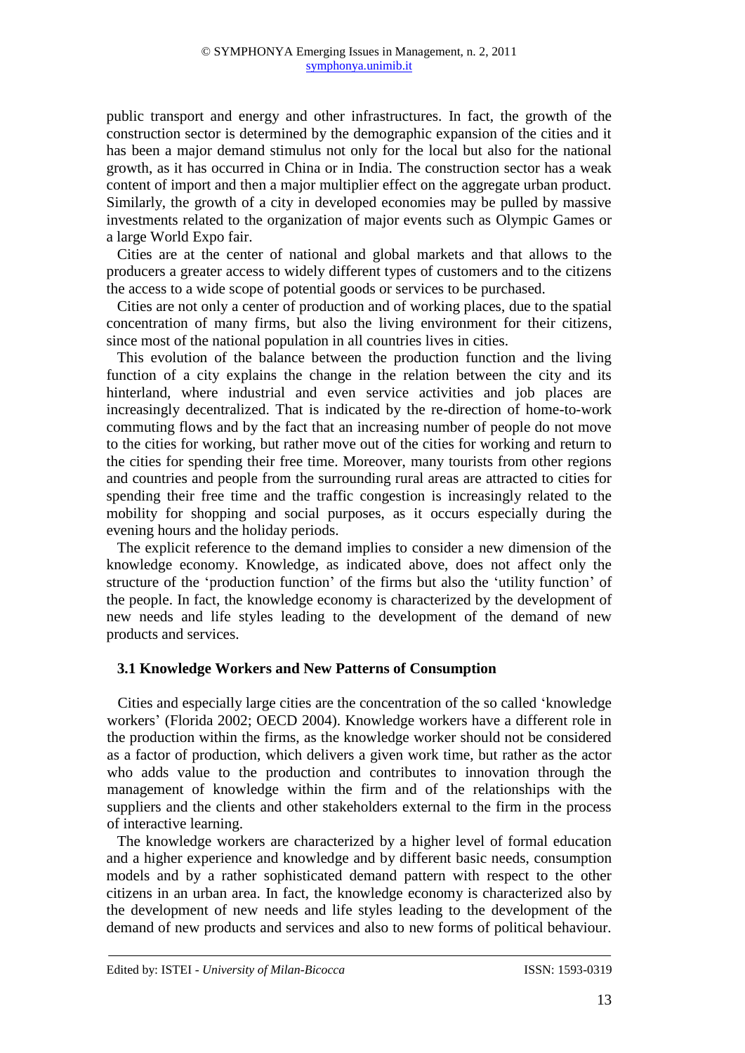public transport and energy and other infrastructures. In fact, the growth of the construction sector is determined by the demographic expansion of the cities and it has been a major demand stimulus not only for the local but also for the national growth, as it has occurred in China or in India. The construction sector has a weak content of import and then a major multiplier effect on the aggregate urban product. Similarly, the growth of a city in developed economies may be pulled by massive investments related to the organization of major events such as Olympic Games or a large World Expo fair.

Cities are at the center of national and global markets and that allows to the producers a greater access to widely different types of customers and to the citizens the access to a wide scope of potential goods or services to be purchased.

Cities are not only a center of production and of working places, due to the spatial concentration of many firms, but also the living environment for their citizens, since most of the national population in all countries lives in cities.

This evolution of the balance between the production function and the living function of a city explains the change in the relation between the city and its hinterland, where industrial and even service activities and job places are increasingly decentralized. That is indicated by the re-direction of home-to-work commuting flows and by the fact that an increasing number of people do not move to the cities for working, but rather move out of the cities for working and return to the cities for spending their free time. Moreover, many tourists from other regions and countries and people from the surrounding rural areas are attracted to cities for spending their free time and the traffic congestion is increasingly related to the mobility for shopping and social purposes, as it occurs especially during the evening hours and the holiday periods.

The explicit reference to the demand implies to consider a new dimension of the knowledge economy. Knowledge, as indicated above, does not affect only the structure of the 'production function' of the firms but also the 'utility function' of the people. In fact, the knowledge economy is characterized by the development of new needs and life styles leading to the development of the demand of new products and services.

### 3.1 Knowledge Workers and New Patterns of Consumption

Cities and especially large cities are the concentration of the so called 'knowledge workers' (Florida 2002; OECD 2004). Knowledge workers have a different role in the production within the firms, as the knowledge worker should not be considered as a factor of production, which delivers a given work time, but rather as the actor who adds value to the production and contributes to innovation through the management of knowledge within the firm and of the relationships with the suppliers and the clients and other stakeholders external to the firm in the process of interactive learning.

The knowledge workers are characterized by a higher level of formal education and a higher experience and knowledge and by different basic needs, consumption models and by a rather sophisticated demand pattern with respect to the other citizens in an urban area. In fact, the knowledge economy is characterized also by the development of new needs and life styles leading to the development of the demand of new products and services and also to new forms of political behaviour.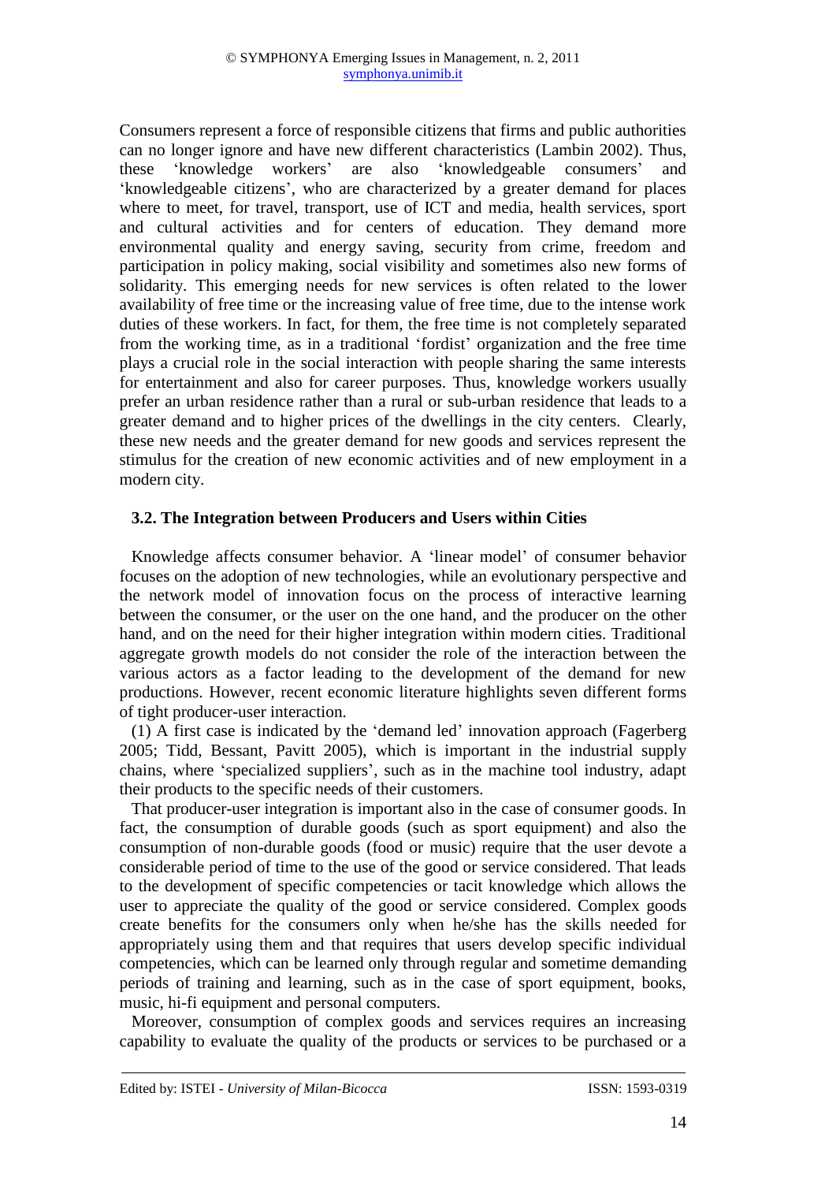Consumers represent a force of responsible citizens that firms and public authorities can no longer ignore and have new different characteristics (Lambin 2002). Thus, these 'knowledge workers' are also 'knowledgeable consumers' and 'knowledgeable citizens', who are characterized by a greater demand for places where to meet, for travel, transport, use of ICT and media, health services, sport and cultural activities and for centers of education. They demand more environmental quality and energy saving, security from crime, freedom and participation in policy making, social visibility and sometimes also new forms of solidarity. This emerging needs for new services is often related to the lower availability of free time or the increasing value of free time, due to the intense work duties of these workers. In fact, for them, the free time is not completely separated from the working time, as in a traditional 'fordist' organization and the free time plays a crucial role in the social interaction with people sharing the same interests for entertainment and also for career purposes. Thus, knowledge workers usually prefer an urban residence rather than a rural or sub-urban residence that leads to a greater demand and to higher prices of the dwellings in the city centers. Clearly, these new needs and the greater demand for new goods and services represent the stimulus for the creation of new economic activities and of new employment in a modern city.

### 3.2. The Integration between Producers and Users within Cities

Knowledge affects consumer behavior. A 'linear model' of consumer behavior focuses on the adoption of new technologies, while an evolutionary perspective and the network model of innovation focus on the process of interactive learning between the consumer, or the user on the one hand, and the producer on the other hand, and on the need for their higher integration within modern cities. Traditional aggregate growth models do not consider the role of the interaction between the various actors as a factor leading to the development of the demand for new productions. However, recent economic literature highlights seven different forms of tight producer-user interaction.

(1) A first case is indicated by the 'demand led' innovation approach (Fagerberg 2005; Tidd, Bessant, Pavitt 2005), which is important in the industrial supply chains, where 'specialized suppliers', such as in the machine tool industry, adapt their products to the specific needs of their customers.

That producer-user integration is important also in the case of consumer goods. In fact, the consumption of durable goods (such as sport equipment) and also the consumption of non-durable goods (food or music) require that the user devote a considerable period of time to the use of the good or service considered. That leads to the development of specific competencies or tacit knowledge which allows the user to appreciate the quality of the good or service considered. Complex goods create benefits for the consumers only when he/she has the skills needed for appropriately using them and that requires that users develop specific individual competencies, which can be learned only through regular and sometime demanding periods of training and learning, such as in the case of sport equipment, books, music, hi-fi equipment and personal computers.

Moreover, consumption of complex goods and services requires an increasing capability to evaluate the quality of the products or services to be purchased or a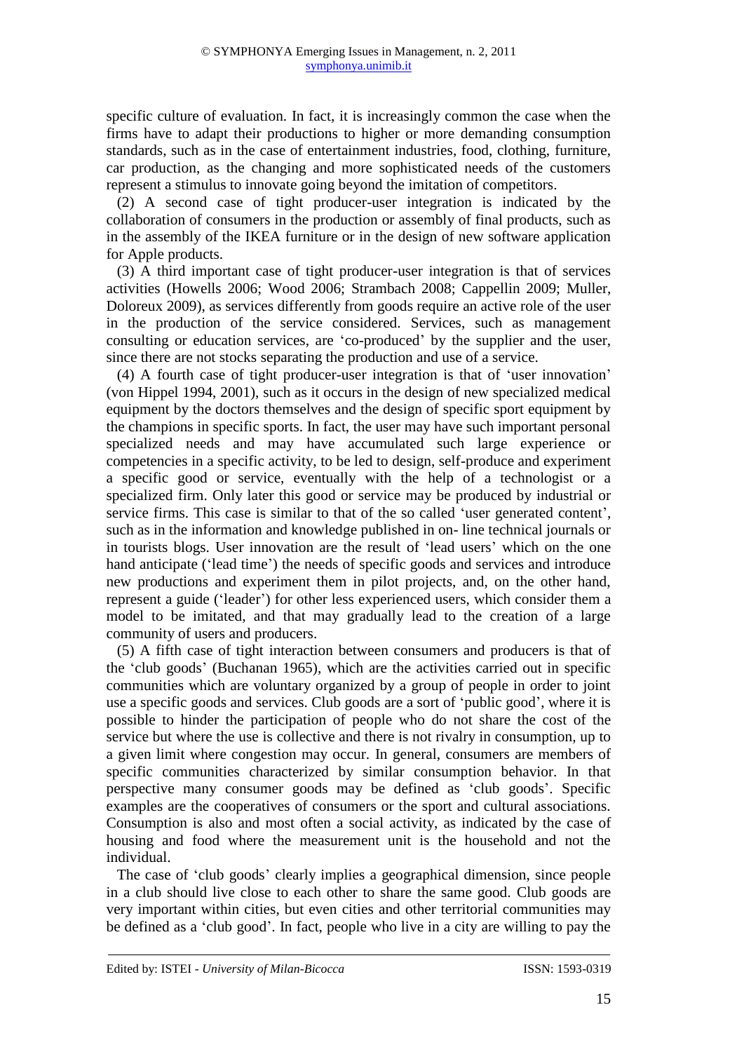specific culture of evaluation. In fact, it is increasingly common the case when the firms have to adapt their productions to higher or more demanding consumption standards, such as in the case of entertainment industries, food, clothing, furniture, car production, as the changing and more sophisticated needs of the customers represent a stimulus to innovate going beyond the imitation of competitors.

(2) A second case of tight producer-user integration is indicated by the collaboration of consumers in the production or assembly of final products, such as in the assembly of the IKEA furniture or in the design of new software application for Apple products.

(3) A third important case of tight producer-user integration is that of services activities (Howells 2006; Wood 2006; Strambach 2008; Cappellin 2009; Muller, Doloreux 2009), as services differently from goods require an active role of the user in the production of the service considered. Services, such as management consulting or education services, are 'co-produced' by the supplier and the user, since there are not stocks separating the production and use of a service.

(4) A fourth case of tight producer-user integration is that of 'user innovation' (von Hippel 1994, 2001), such as it occurs in the design of new specialized medical equipment by the doctors themselves and the design of specific sport equipment by the champions in specific sports. In fact, the user may have such important personal specialized needs and may have accumulated such large experience or competencies in a specific activity, to be led to design, self-produce and experiment a specific good or service, eventually with the help of a technologist or a specialized firm. Only later this good or service may be produced by industrial or service firms. This case is similar to that of the so called 'user generated content', such as in the information and knowledge published in on- line technical journals or in tourists blogs. User innovation are the result of 'lead users' which on the one hand anticipate ('lead time') the needs of specific goods and services and introduce new productions and experiment them in pilot projects, and, on the other hand, represent a guide ('leader') for other less experienced users, which consider them a model to be imitated, and that may gradually lead to the creation of a large community of users and producers.

(5) A fifth case of tight interaction between consumers and producers is that of the 'club goods' (Buchanan 1965), which are the activities carried out in specific communities which are voluntary organized by a group of people in order to joint use a specific goods and services. Club goods are a sort of 'public good', where it is possible to hinder the participation of people who do not share the cost of the service but where the use is collective and there is not rivalry in consumption, up to a given limit where congestion may occur. In general, consumers are members of specific communities characterized by similar consumption behavior. In that perspective many consumer goods may be defined as 'club goods'. Specific examples are the cooperatives of consumers or the sport and cultural associations. Consumption is also and most often a social activity, as indicated by the case of housing and food where the measurement unit is the household and not the individual.

The case of 'club goods' clearly implies a geographical dimension, since people in a club should live close to each other to share the same good. Club goods are very important within cities, but even cities and other territorial communities may be defined as a 'club good'. In fact, people who live in a city are willing to pay the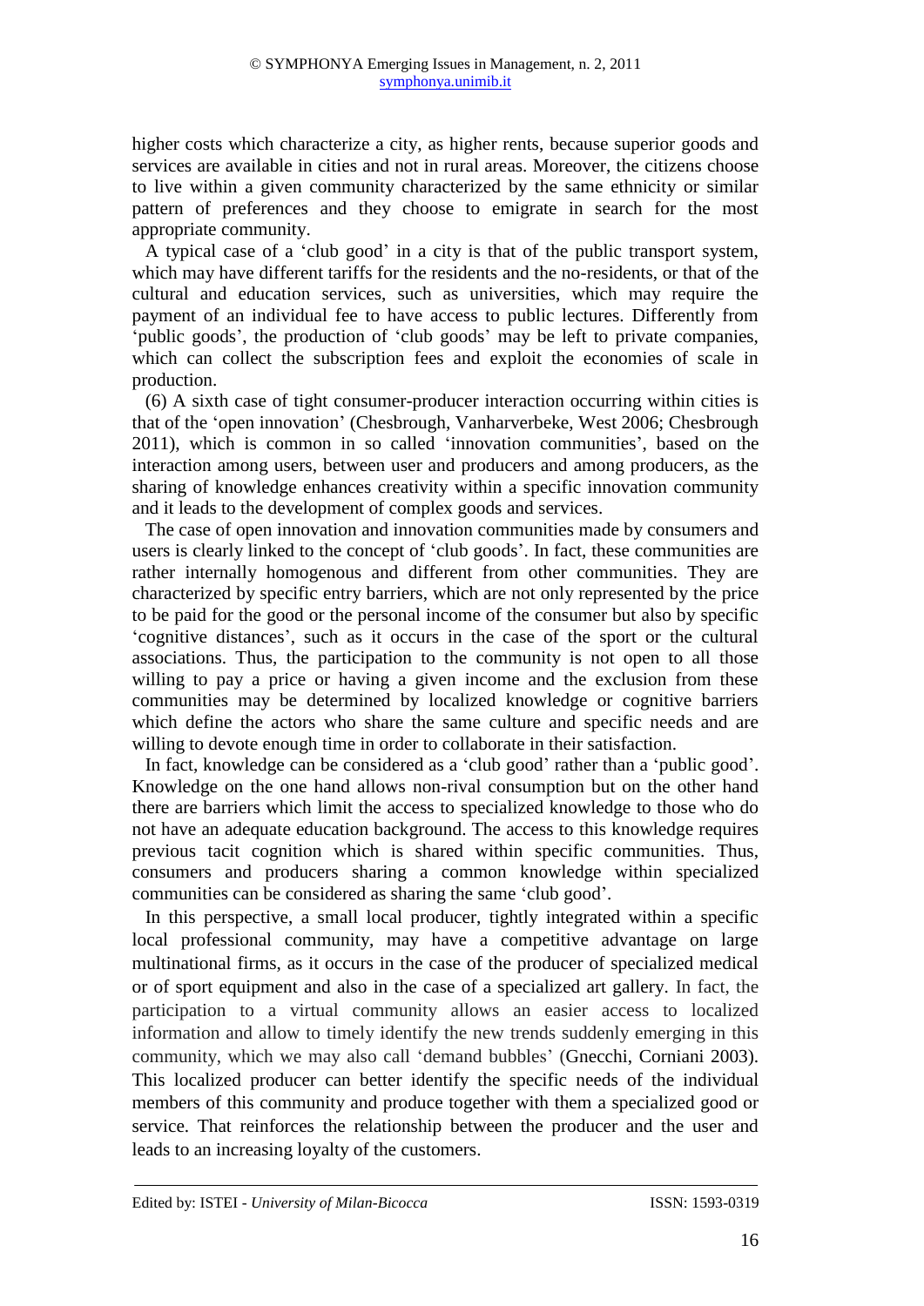higher costs which characterize a city, as higher rents, because superior goods and services are available in cities and not in rural areas. Moreover, the citizens choose to live within a given community characterized by the same ethnicity or similar pattern of preferences and they choose to emigrate in search for the most appropriate community.

A typical case of a 'club good' in a city is that of the public transport system, which may have different tariffs for the residents and the no-residents, or that of the cultural and education services, such as universities, which may require the payment of an individual fee to have access to public lectures. Differently from 'public goods', the production of 'club goods' may be left to private companies, which can collect the subscription fees and exploit the economies of scale in production.

(6) A sixth case of tight consumer-producer interaction occurring within cities is that of the 'open innovation' (Chesbrough, Vanharverbeke, West 2006; Chesbrough 2011), which is common in so called 'innovation communities', based on the interaction among users, between user and producers and among producers, as the sharing of knowledge enhances creativity within a specific innovation community and it leads to the development of complex goods and services.

The case of open innovation and innovation communities made by consumers and users is clearly linked to the concept of 'club goods'. In fact, these communities are rather internally homogenous and different from other communities. They are characterized by specific entry barriers, which are not only represented by the price to be paid for the good or the personal income of the consumer but also by specific 'cognitive distances', such as it occurs in the case of the sport or the cultural associations. Thus, the participation to the community is not open to all those willing to pay a price or having a given income and the exclusion from these communities may be determined by localized knowledge or cognitive barriers which define the actors who share the same culture and specific needs and are willing to devote enough time in order to collaborate in their satisfaction.

In fact, knowledge can be considered as a 'club good' rather than a 'public good'. Knowledge on the one hand allows non-rival consumption but on the other hand there are barriers which limit the access to specialized knowledge to those who do not have an adequate education background. The access to this knowledge requires previous tacit cognition which is shared within specific communities. Thus, consumers and producers sharing a common knowledge within specialized communities can be considered as sharing the same 'club good'.

In this perspective, a small local producer, tightly integrated within a specific local professional community, may have a competitive advantage on large multinational firms, as it occurs in the case of the producer of specialized medical or of sport equipment and also in the case of a specialized art gallery. In fact, the participation to a virtual community allows an easier access to localized information and allow to timely identify the new trends suddenly emerging in this community, which we may also call 'demand bubbles' (Gnecchi, Corniani 2003). This localized producer can better identify the specific needs of the individual members of this community and produce together with them a specialized good or service. That reinforces the relationship between the producer and the user and leads to an increasing loyalty of the customers.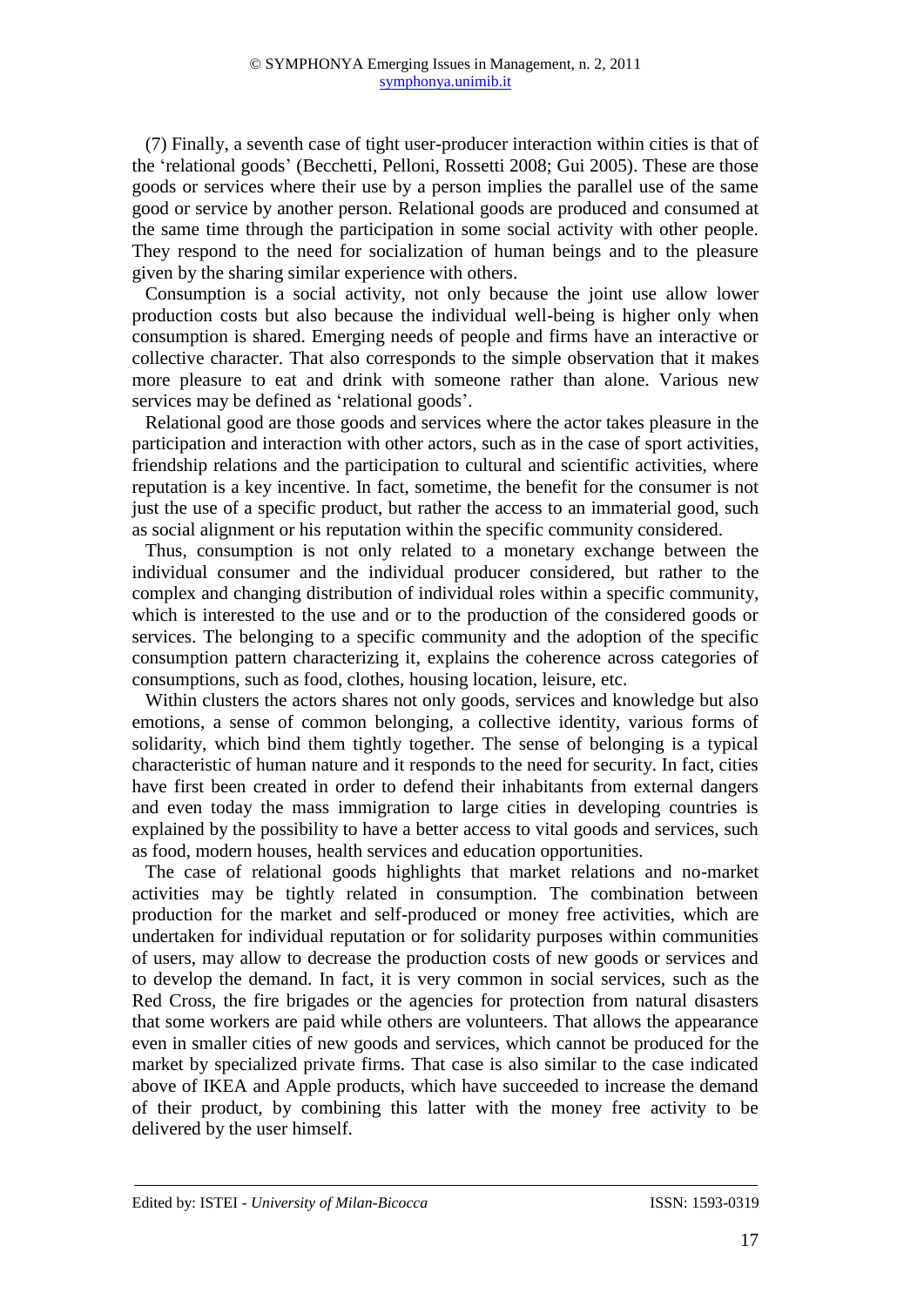(7) Finally, a seventh case of tight user-producer interaction within cities is that of the 'relational goods' (Becchetti, Pelloni, Rossetti 2008; Gui 2005). These are those goods or services where their use by a person implies the parallel use of the same good or service by another person. Relational goods are produced and consumed at the same time through the participation in some social activity with other people. They respond to the need for socialization of human beings and to the pleasure given by the sharing similar experience with others.

Consumption is a social activity, not only because the joint use allow lower production costs but also because the individual well-being is higher only when consumption is shared. Emerging needs of people and firms have an interactive or collective character. That also corresponds to the simple observation that it makes more pleasure to eat and drink with someone rather than alone. Various new services may be defined as 'relational goods'.

Relational good are those goods and services where the actor takes pleasure in the participation and interaction with other actors, such as in the case of sport activities, friendship relations and the participation to cultural and scientific activities, where reputation is a key incentive. In fact, sometime, the benefit for the consumer is not just the use of a specific product, but rather the access to an immaterial good, such as social alignment or his reputation within the specific community considered.

Thus, consumption is not only related to a monetary exchange between the individual consumer and the individual producer considered, but rather to the complex and changing distribution of individual roles within a specific community, which is interested to the use and or to the production of the considered goods or services. The belonging to a specific community and the adoption of the specific consumption pattern characterizing it, explains the coherence across categories of consumptions, such as food, clothes, housing location, leisure, etc.

Within clusters the actors shares not only goods, services and knowledge but also emotions, a sense of common belonging, a collective identity, various forms of solidarity, which bind them tightly together. The sense of belonging is a typical characteristic of human nature and it responds to the need for security. In fact, cities have first been created in order to defend their inhabitants from external dangers and even today the mass immigration to large cities in developing countries is explained by the possibility to have a better access to vital goods and services, such as food, modern houses, health services and education opportunities.

The case of relational goods highlights that market relations and no-market activities may be tightly related in consumption. The combination between production for the market and self-produced or money free activities, which are undertaken for individual reputation or for solidarity purposes within communities of users, may allow to decrease the production costs of new goods or services and to develop the demand. In fact, it is very common in social services, such as the Red Cross, the fire brigades or the agencies for protection from natural disasters that some workers are paid while others are volunteers. That allows the appearance even in smaller cities of new goods and services, which cannot be produced for the market by specialized private firms. That case is also similar to the case indicated above of IKEA and Apple products, which have succeeded to increase the demand of their product, by combining this latter with the money free activity to be delivered by the user himself.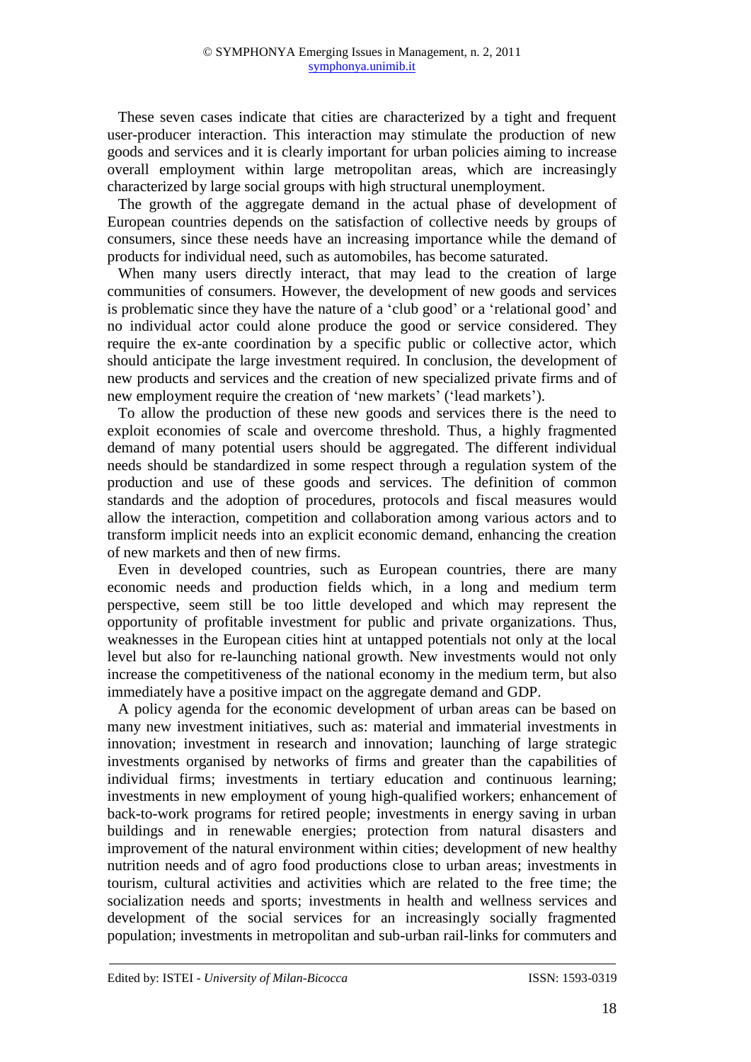These seven cases indicate that cities are characterized by a tight and frequent user-producer interaction. This interaction may stimulate the production of new goods and services and it is clearly important for urban policies aiming to increase overall employment within large metropolitan areas, which are increasingly characterized by large social groups with high structural unemployment.

The growth of the aggregate demand in the actual phase of development of European countries depends on the satisfaction of collective needs by groups of consumers, since these needs have an increasing importance while the demand of products for individual need, such as automobiles, has become saturated.

When many users directly interact, that may lead to the creation of large communities of consumers. However, the development of new goods and services is problematic since they have the nature of a 'club good' or a 'relational good' and no individual actor could alone produce the good or service considered. They require the ex-ante coordination by a specific public or collective actor, which should anticipate the large investment required. In conclusion, the development of new products and services and the creation of new specialized private firms and of new employment require the creation of 'new markets' ('lead markets').

To allow the production of these new goods and services there is the need to exploit economies of scale and overcome threshold. Thus, a highly fragmented demand of many potential users should be aggregated. The different individual needs should be standardized in some respect through a regulation system of the production and use of these goods and services. The definition of common standards and the adoption of procedures, protocols and fiscal measures would allow the interaction, competition and collaboration among various actors and to transform implicit needs into an explicit economic demand, enhancing the creation of new markets and then of new firms.

Even in developed countries, such as European countries, there are many economic needs and production fields which, in a long and medium term perspective, seem still be too little developed and which may represent the opportunity of profitable investment for public and private organizations. Thus, weaknesses in the European cities hint at untapped potentials not only at the local level but also for re-launching national growth. New investments would not only increase the competitiveness of the national economy in the medium term, but also immediately have a positive impact on the aggregate demand and GDP.

A policy agenda for the economic development of urban areas can be based on many new investment initiatives, such as: material and immaterial investments in innovation; investment in research and innovation; launching of large strategic investments organised by networks of firms and greater than the capabilities of individual firms; investments in tertiary education and continuous learning; investments in new employment of young high-qualified workers; enhancement of back-to-work programs for retired people; investments in energy saving in urban buildings and in renewable energies; protection from natural disasters and improvement of the natural environment within cities; development of new healthy nutrition needs and of agro food productions close to urban areas; investments in tourism, cultural activities and activities which are related to the free time; the socialization needs and sports; investments in health and wellness services and development of the social services for an increasingly socially fragmented population; investments in metropolitan and sub-urban rail-links for commuters and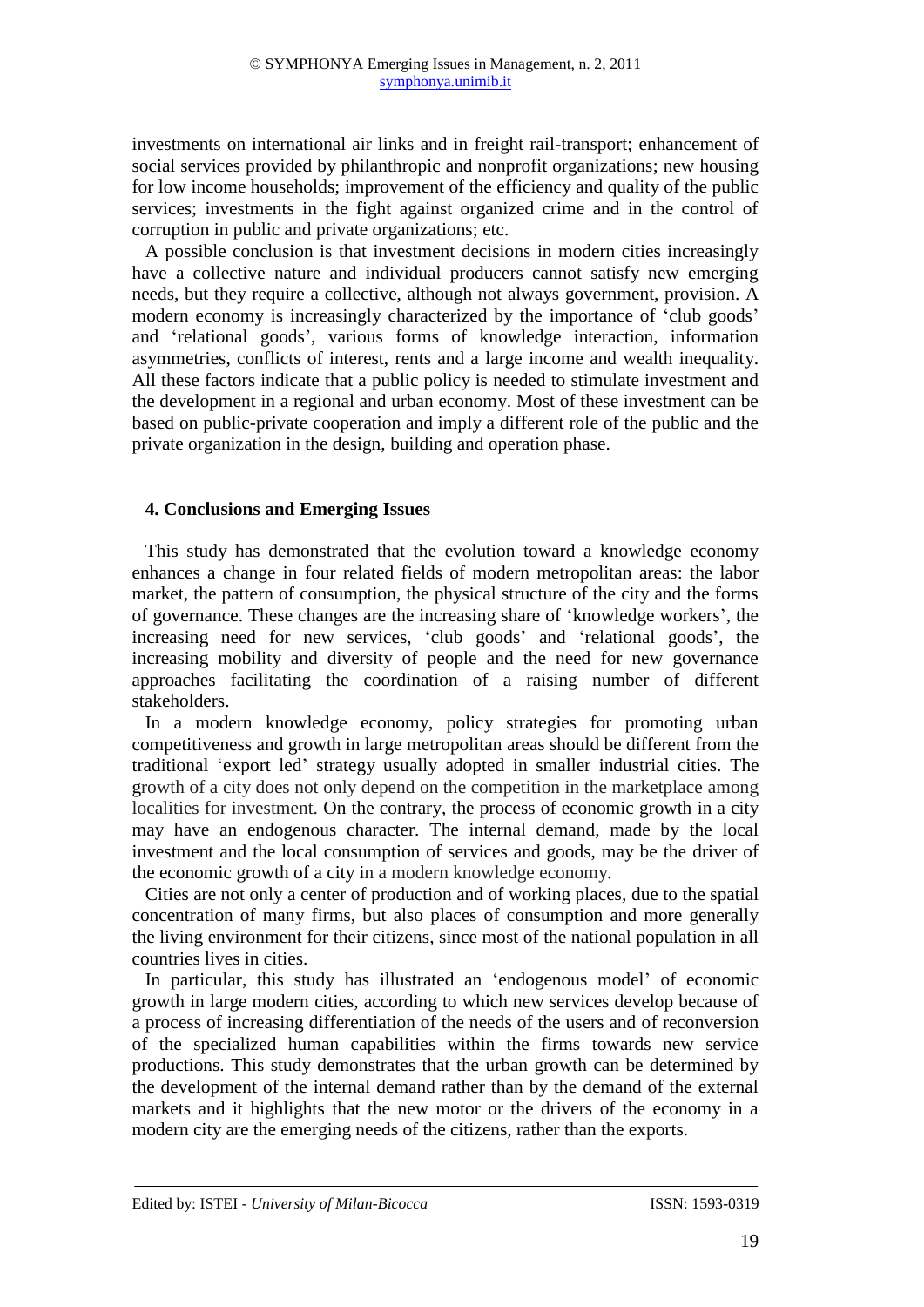investments on international air links and in freight rail-transport; enhancement of social services provided by philanthropic and nonprofit organizations; new housing for low income households; improvement of the efficiency and quality of the public services; investments in the fight against organized crime and in the control of corruption in public and private organizations; etc.

A possible conclusion is that investment decisions in modern cities increasingly have a collective nature and individual producers cannot satisfy new emerging needs, but they require a collective, although not always government, provision. A modern economy is increasingly characterized by the importance of 'club goods' and 'relational goods', various forms of knowledge interaction, information asymmetries, conflicts of interest, rents and a large income and wealth inequality. All these factors indicate that a public policy is needed to stimulate investment and the development in a regional and urban economy. Most of these investment can be based on public-private cooperation and imply a different role of the public and the private organization in the design, building and operation phase.

## 4. Conclusions and Emerging Issues

This study has demonstrated that the evolution toward a knowledge economy enhances a change in four related fields of modern metropolitan areas: the labor market, the pattern of consumption, the physical structure of the city and the forms of governance. These changes are the increasing share of 'knowledge workers', the increasing need for new services, 'club goods' and 'relational goods', the increasing mobility and diversity of people and the need for new governance approaches facilitating the coordination of a raising number of different stakeholders.

In a modern knowledge economy, policy strategies for promoting urban competitiveness and growth in large metropolitan areas should be different from the traditional 'export led' strategy usually adopted in smaller industrial cities. The growth of a city does not only depend on the competition in the marketplace among localities for investment. On the contrary, the process of economic growth in a city may have an endogenous character. The internal demand, made by the local investment and the local consumption of services and goods, may be the driver of the economic growth of a city in a modern knowledge economy.

Cities are not only a center of production and of working places, due to the spatial concentration of many firms, but also places of consumption and more generally the living environment for their citizens, since most of the national population in all countries lives in cities.

In particular, this study has illustrated an 'endogenous model' of economic growth in large modern cities, according to which new services develop because of a process of increasing differentiation of the needs of the users and of reconversion of the specialized human capabilities within the firms towards new service productions. This study demonstrates that the urban growth can be determined by the development of the internal demand rather than by the demand of the external markets and it highlights that the new motor or the drivers of the economy in a modern city are the emerging needs of the citizens, rather than the exports.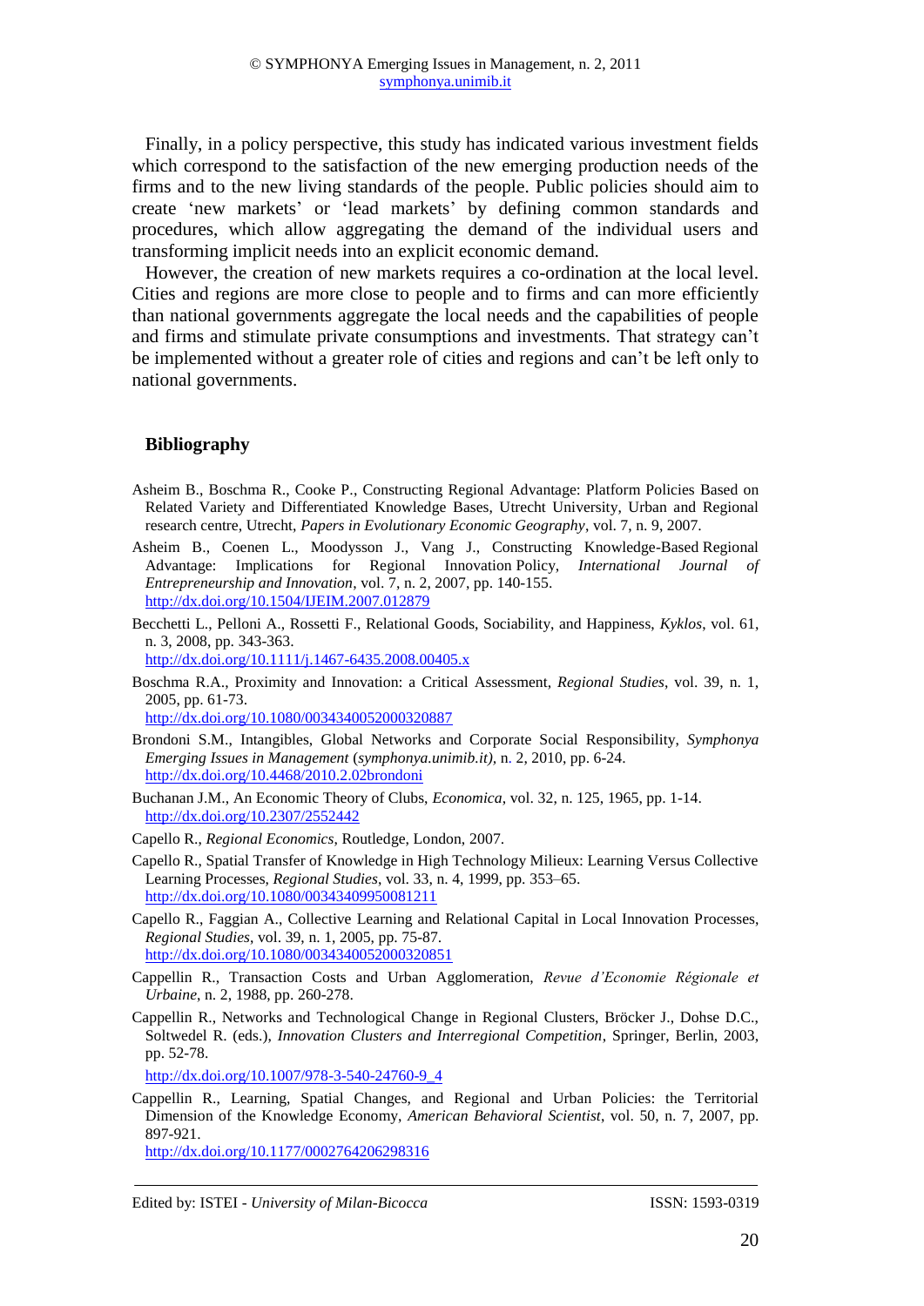Finally, in a policy perspective, this study has indicated various investment fields which correspond to the satisfaction of the new emerging production needs of the firms and to the new living standards of the people. Public policies should aim to create 'new markets' or 'lead markets' by defining common standards and procedures, which allow aggregating the demand of the individual users and transforming implicit needs into an explicit economic demand.

However, the creation of new markets requires a co-ordination at the local level. Cities and regions are more close to people and to firms and can more efficiently than national governments aggregate the local needs and the capabilities of people and firms and stimulate private consumptions and investments. That strategy can't be implemented without a greater role of cities and regions and can't be left only to national governments.

## Bibliography

Asheim B., Boschma R., Cooke P., Constructing Regional Advantage: Platform Policies Based on Related Variety and Differentiated Knowledge Bases, Utrecht University, Urban and Regional research centre, Utrecht, *Papers in Evolutionary Economic Geography*, vol. 7, n. 9, 2007.

Asheim B., Coenen L., Moodysson J., Vang J., Constructing Knowledge-Based Regional Advantage: Implications for Regional Innovation Policy, *International Journal of Entrepreneurship and Innovation*, vol. 7, n. 2, 2007, pp. 140-155. http://dx.doi.org/10.1504/IJEIM.2007.012879

Becchetti L., Pelloni A., Rossetti F., Relational Goods, Sociability, and Happiness, *Kyklos*, vol. 61, n. 3, 2008, pp. 343-363. http://dx.doi.org/10.1111/j.1467-6435.2008.00405.x

Boschma R.A., Proximity and Innovation: a Critical Assessment, *Regional Studies*, vol. 39, n. 1, 2005, pp. 61-73. http://dx.doi.org/10.1080/0034340052000320887

Brondoni S.M., Intangibles, Global Networks and Corporate Social Responsibility, *Symphonya Emerging Issues in Management* (*symphonya.unimib.it)*, n. 2, 2010, pp. 6-24. http://dx.doi.org/10.4468/2010.2.02brondoni

Buchanan J.M., An Economic Theory of Clubs, *Economica*, vol. 32, n. 125, 1965, pp. 1-14. http://dx.doi.org/10.2307/2552442

Capello R., *Regional Economics*, Routledge, London, 2007.

Capello R., Spatial Transfer of Knowledge in High Technology Milieux: Learning Versus Collective Learning Processes, *Regional Studies*, vol. 33, n. 4, 1999, pp. 353–65. http://dx.doi.org/10.1080/00343409950081211

Capello R., Faggian A., Collective Learning and Relational Capital in Local Innovation Processes, *Regional Studies*, vol. 39, n. 1, 2005, pp. 75-87. http://dx.doi.org/10.1080/0034340052000320851

Cappellin R., Transaction Costs and Urban Agglomeration, *Revue d'Economie Régionale et Urbaine*, n. 2, 1988, pp. 260-278.

Cappellin R., Networks and Technological Change in Regional Clusters, Bröcker J., Dohse D.C., Soltwedel R. (eds.), *Innovation Clusters and Interregional Competition*, Springer, Berlin, 2003, pp. 52-78.

http://dx.doi.org/10.1007/978-3-540-24760-9_4

Cappellin R., Learning, Spatial Changes, and Regional and Urban Policies: the Territorial Dimension of the Knowledge Economy, *American Behavioral Scientist*, vol. 50, n. 7, 2007, pp. 897-921. http://dx.doi.org/10.1177/0002764206298316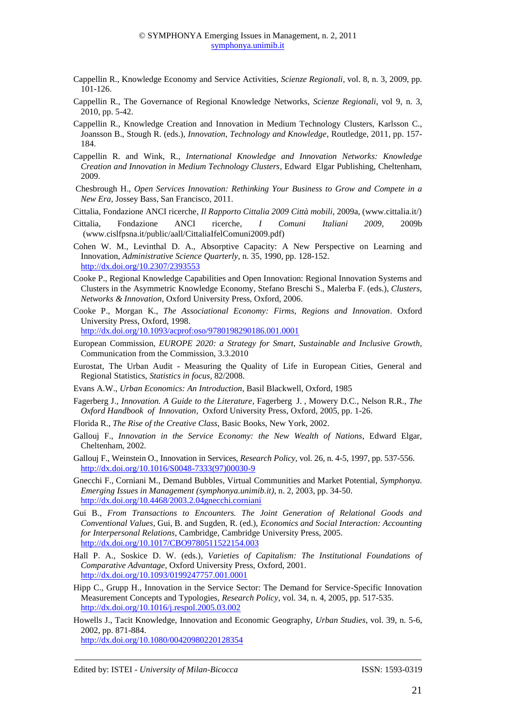Cappellin R., Knowledge Economy and Service Activities, *Scienze Regionali*, vol. 8, n. 3, 2009, pp. 101-126.

Cappellin R., The Governance of Regional Knowledge Networks, *Scienze Regionali*, vol 9, n. 3, 2010, pp. 5-42.

Cappellin R., Knowledge Creation and Innovation in Medium Technology Clusters, Karlsson C., Joansson B., Stough R. (eds.), *Innovation, Technology and Knowledge*, Routledge, 2011, pp. 157-184.

Cappellin R. and Wink, R., *International Knowledge and Innovation Networks: Knowledge Creation and Innovation in Medium Technology Clusters*, Edward Elgar Publishing, Cheltenham, 2009.

Chesbrough H., *Open Services Innovation: Rethinking Your Business to Grow and Compete in a New Era*, Jossey Bass, San Francisco, 2011.

Cittalia, Fondazione ANCI ricerche, *Il Rapporto Cittalia 2009 Città mobili*, 2009a, (www.cittalia.it/)

Cittalia, Fondazione ANCI ricerche, *I Comuni Italiani 2009*, 2009b (www.cislfpsna.it/public/aall/CittaliaIfelComuni2009.pdf)

Cohen W. M., Levinthal D. A., Absorptive Capacity: A New Perspective on Learning and Innovation, *Administrative Science Quarterly*, n. 35, 1990, pp. 128-152. http://dx.doi.org/10.2307/2393553

Cooke P., Regional Knowledge Capabilities and Open Innovation: Regional Innovation Systems and Clusters in the Asymmetric Knowledge Economy, Stefano Breschi S., Malerba F. (eds.), *Clusters, Networks & Innovation*, Oxford University Press, Oxford, 2006.

Cooke P., Morgan K., *The Associational Economy: Firms, Regions and Innovation*. Oxford University Press, Oxford, 1998. http://dx.doi.org/10.1093/acprof:oso/9780198290186.001.0001

European Commission, *EUROPE 2020: a Strategy for Smart, Sustainable and Inclusive Growth*, Communication from the Commission, 3.3.2010

Eurostat, The Urban Audit - Measuring the Quality of Life in European Cities, General and Regional Statistics, *Statistics in focus*, 82/2008.

Evans A.W., *Urban Economics: An Introduction*, Basil Blackwell, Oxford, 1985

Fagerberg J., *Innovation. A Guide to the Literature*, Fagerberg J. , Mowery D.C., Nelson R.R., *The Oxford Handbook of Innovation*, Oxford University Press, Oxford, 2005, pp. 1-26.

Florida R., *The Rise of the Creative Class*, Basic Books, New York, 2002.

Gallouj F., *Innovation in the Service Economy: the New Wealth of Nations*, Edward Elgar, Cheltenham, 2002.

Gallouj F., Weinstein O., Innovation in Services, *Research Policy*, vol. 26, n. 4-5, 1997, pp. 537-556. http://dx.doi.org/10.1016/S0048-7333(97)00030-9

Gnecchi F., Corniani M., Demand Bubbles, Virtual Communities and Market Potential, *Symphonya. Emerging Issues in Management (symphonya.unimib.it)*, n. 2, 2003, pp. 34-50. http://dx.doi.org/10.4468/2003.2.04gnecchi.corniani

Gui B., *From Transactions to Encounters. The Joint Generation of Relational Goods and Conventional Values*, Gui, B. and Sugden, R. (ed.), *Economics and Social Interaction: Accounting for Interpersonal Relations*, Cambridge, Cambridge University Press, 2005. http://dx.doi.org/10.1017/CBO9780511522154.003

Hall P. A., Soskice D. W. (eds.), *Varieties of Capitalism: The Institutional Foundations of Comparative Advantage*, Oxford University Press, Oxford, 2001. http://dx.doi.org/10.1093/0199247757.001.0001

Hipp C., Grupp H., Innovation in the Service Sector: The Demand for Service-Specific Innovation Measurement Concepts and Typologies, *Research Policy*, vol. 34, n. 4, 2005, pp. 517-535. http://dx.doi.org/10.1016/j.respol.2005.03.002

Howells J., Tacit Knowledge, Innovation and Economic Geography, *Urban Studies*, vol. 39, n. 5-6, 2002, pp. 871-884. http://dx.doi.org/10.1080/00420980220128354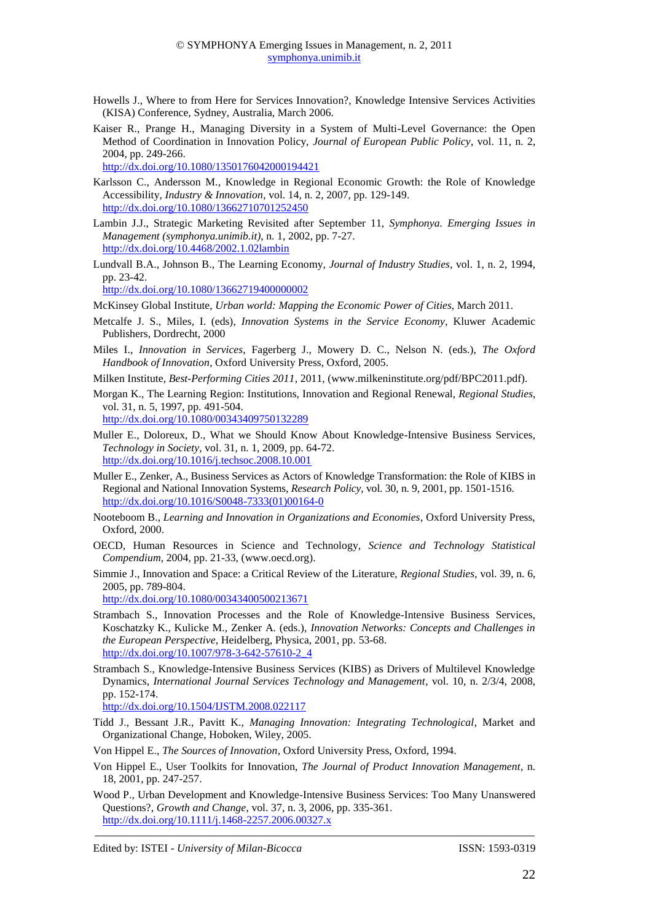Howells J., Where to from Here for Services Innovation?, Knowledge Intensive Services Activities (KISA) Conference, Sydney, Australia, March 2006.

Kaiser R., Prange H., Managing Diversity in a System of Multi-Level Governance: the Open Method of Coordination in Innovation Policy, *Journal of European Public Policy*, vol. 11, n. 2, 2004, pp. 249-266.
http://dx.doi.org/10.1080/1350176042000194421

Karlsson C., Andersson M., Knowledge in Regional Economic Growth: the Role of Knowledge Accessibility, *Industry & Innovation*, vol. 14, n. 2, 2007, pp. 129-149.
http://dx.doi.org/10.1080/13662710701252450

Lambin J.J., Strategic Marketing Revisited after September 11, *Symphonya. Emerging Issues in Management (symphonya.unimib.it)*, n. 1, 2002, pp. 7-27.
http://dx.doi.org/10.4468/2002.1.02lambin

Lundvall B.A., Johnson B., The Learning Economy, *Journal of Industry Studies*, vol. 1, n. 2, 1994, pp. 23-42.
http://dx.doi.org/10.1080/13662719400000002

McKinsey Global Institute, *Urban world: Mapping the Economic Power of Cities*, March 2011.

Metcalfe J. S., Miles, I. (eds), *Innovation Systems in the Service Economy*, Kluwer Academic Publishers, Dordrecht, 2000

Miles I., *Innovation in Services*, Fagerberg J., Mowery D. C., Nelson N. (eds.), *The Oxford Handbook of Innovation*, Oxford University Press, Oxford, 2005.

Milken Institute, *Best-Performing Cities 2011*, 2011, (www.milkeninstitute.org/pdf/BPC2011.pdf).

Morgan K., The Learning Region: Institutions, Innovation and Regional Renewal, *Regional Studies*, vol. 31, n. 5, 1997, pp. 491-504.
http://dx.doi.org/10.1080/00343409750132289

Muller E., Doloreux, D., What we Should Know About Knowledge-Intensive Business Services, *Technology in Society*, vol. 31, n. 1, 2009, pp. 64-72.
http://dx.doi.org/10.1016/j.techsoc.2008.10.001

Muller E., Zenker, A., Business Services as Actors of Knowledge Transformation: the Role of KIBS in Regional and National Innovation Systems, *Research Policy*, vol. 30, n. 9, 2001, pp. 1501-1516.
http://dx.doi.org/10.1016/S0048-7333(01)00164-0

Nooteboom B., *Learning and Innovation in Organizations and Economies*, Oxford University Press, Oxford, 2000.

OECD, Human Resources in Science and Technology, *Science and Technology Statistical Compendium*, 2004, pp. 21-33, (www.oecd.org).

Simmie J., Innovation and Space: a Critical Review of the Literature, *Regional Studies*, vol. 39, n. 6, 2005, pp. 789-804.
http://dx.doi.org/10.1080/00343400500213671

Strambach S., Innovation Processes and the Role of Knowledge-Intensive Business Services, Koschatzky K., Kulicke M., Zenker A. (eds.), *Innovation Networks: Concepts and Challenges in the European Perspective*, Heidelberg, Physica, 2001, pp. 53-68.
http://dx.doi.org/10.1007/978-3-642-57610-2_4

Strambach S., Knowledge-Intensive Business Services (KIBS) as Drivers of Multilevel Knowledge Dynamics, *International Journal Services Technology and Management*, vol. 10, n. 2/3/4, 2008, pp. 152-174.
http://dx.doi.org/10.1504/IJSTM.2008.022117

Tidd J., Bessant J.R., Pavitt K., *Managing Innovation: Integrating Technological*, Market and Organizational Change, Hoboken, Wiley, 2005.

Von Hippel E., *The Sources of Innovation*, Oxford University Press, Oxford, 1994.

Von Hippel E., User Toolkits for Innovation, *The Journal of Product Innovation Management*, n. 18, 2001, pp. 247-257.

Wood P., Urban Development and Knowledge-Intensive Business Services: Too Many Unanswered Questions?, *Growth and Change*, vol. 37, n. 3, 2006, pp. 335-361.
http://dx.doi.org/10.1111/j.1468-2257.2006.00327.x